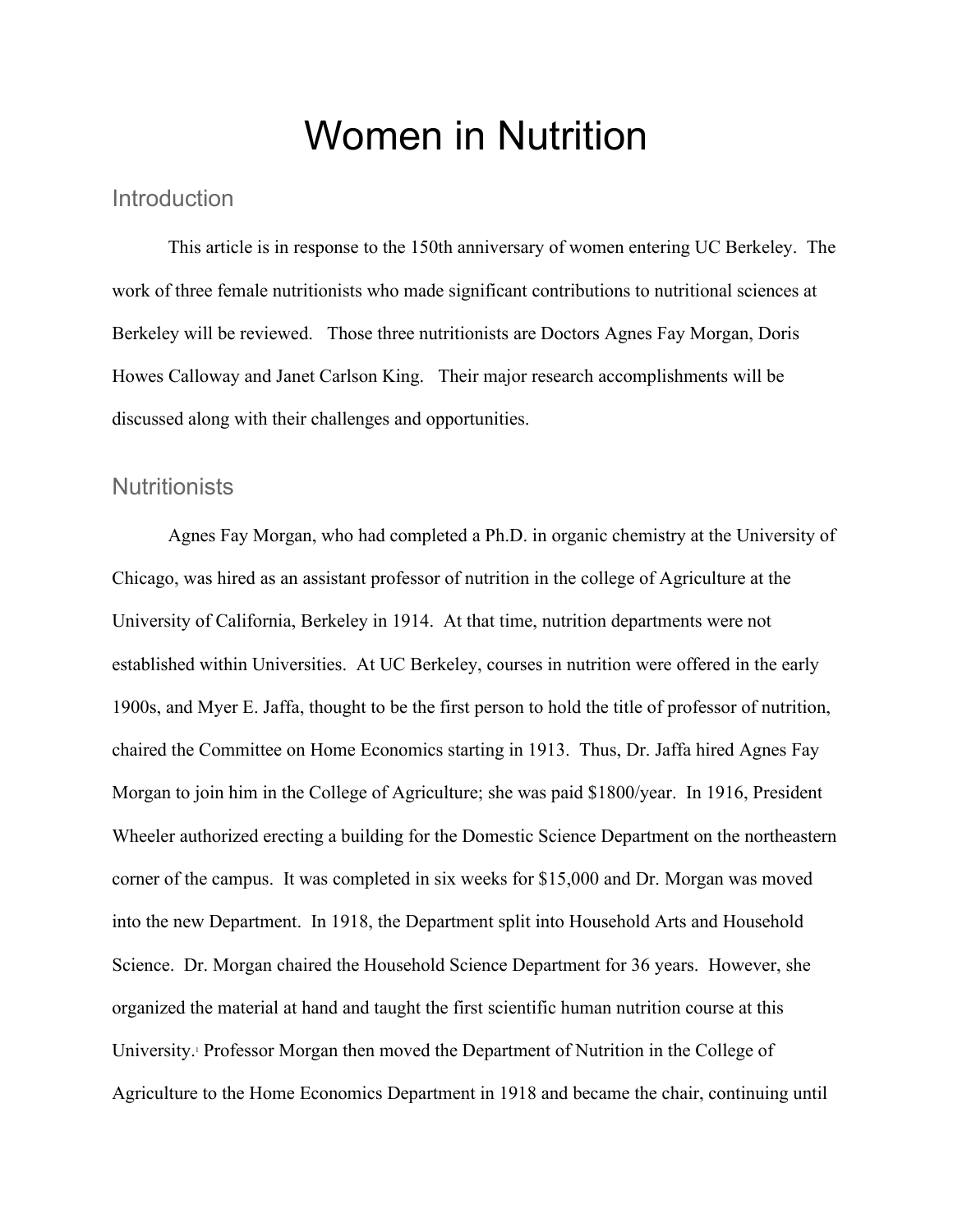# Women in Nutrition

## Introduction

This article is in response to the 150th anniversary of women entering UC Berkeley. The work of three female nutritionists who made significant contributions to nutritional sciences at Berkeley will be reviewed. Those three nutritionists are Doctors Agnes Fay Morgan, Doris Howes Calloway and Janet Carlson King. Their major research accomplishments will be discussed along with their challenges and opportunities.

## Nutritionists

Agnes Fay Morgan, who had completed a Ph.D. in organic chemistry at the University of Chicago, was hired as an assistant professor of nutrition in the college of Agriculture at the University of California, Berkeley in 1914. At that time, nutrition departments were not established within Universities. At UC Berkeley, courses in nutrition were offered in the early 1900s, and Myer E. Jaffa, thought to be the first person to hold the title of professor of nutrition, chaired the Committee on Home Economics starting in 1913. Thus, Dr. Jaffa hired Agnes Fay Morgan to join him in the College of Agriculture; she was paid $1800/year. In 1916, President Wheeler authorized erecting a building for the Domestic Science Department on the northeastern corner of the campus. It was completed in six weeks for $15,000 and Dr. Morgan was moved into the new Department. In 1918, the Department split into Household Arts and Household Science. Dr. Morgan chaired the Household Science Department for 36 years. However, she organized the material at hand and taught the first scientific human nutrition course at this University.[1] Professor Morgan then moved the Department of Nutrition in the College of Agriculture to the Home Economics Department in 1918 and became the chair, continuing until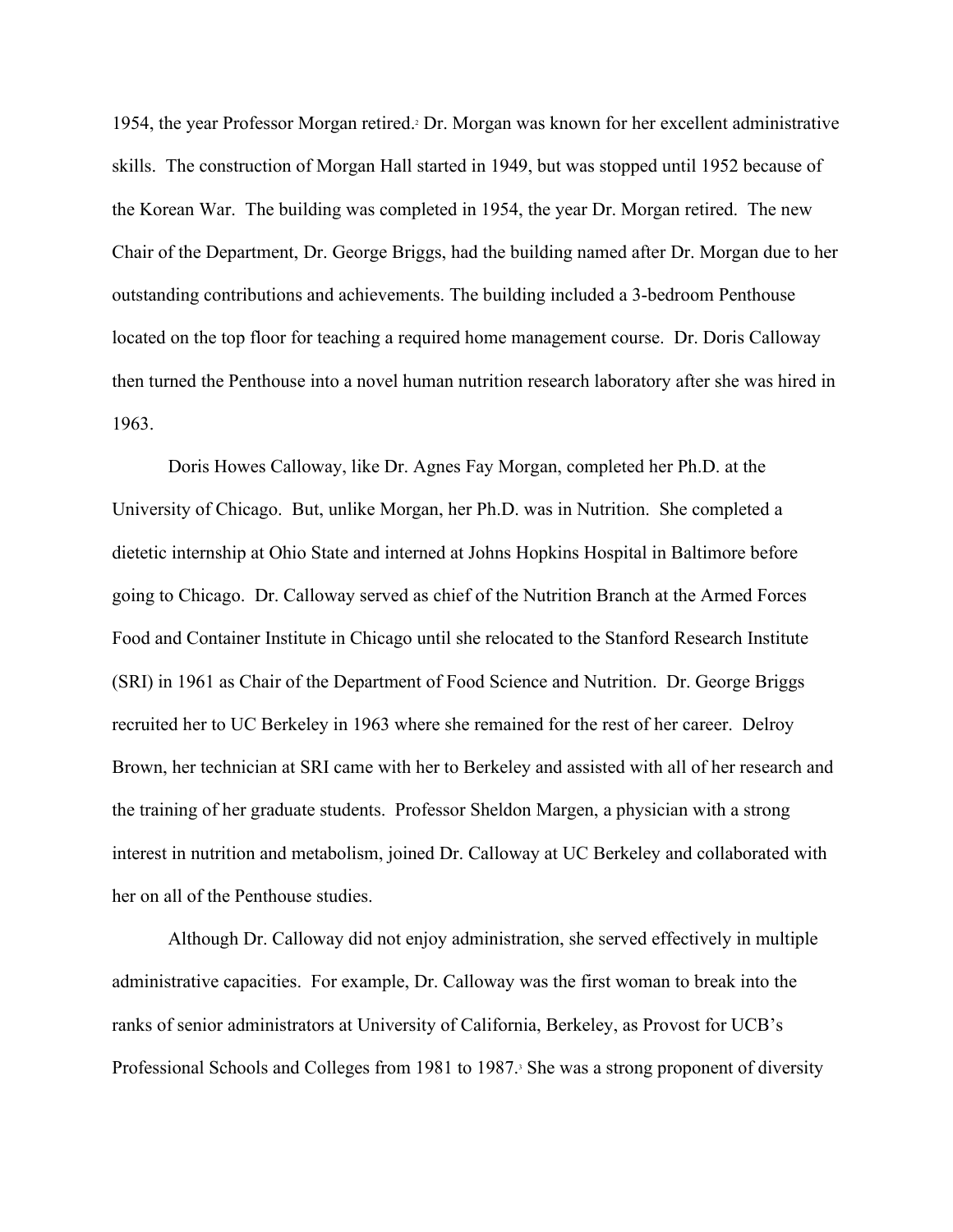1954, the year Professor Morgan retired.[2] Dr. Morgan was known for her excellent administrative skills. The construction of Morgan Hall started in 1949, but was stopped until 1952 because of the Korean War. The building was completed in 1954, the year Dr. Morgan retired. The new Chair of the Department, Dr. George Briggs, had the building named after Dr. Morgan due to her outstanding contributions and achievements. The building included a 3-bedroom Penthouse located on the top floor for teaching a required home management course. Dr. Doris Calloway then turned the Penthouse into a novel human nutrition research laboratory after she was hired in 1963.

Doris Howes Calloway, like Dr. Agnes Fay Morgan, completed her Ph.D. at the University of Chicago. But, unlike Morgan, her Ph.D. was in Nutrition. She completed a dietetic internship at Ohio State and interned at Johns Hopkins Hospital in Baltimore before going to Chicago. Dr. Calloway served as chief of the Nutrition Branch at the Armed Forces Food and Container Institute in Chicago until she relocated to the Stanford Research Institute (SRI) in 1961 as Chair of the Department of Food Science and Nutrition. Dr. George Briggs recruited her to UC Berkeley in 1963 where she remained for the rest of her career. Delroy Brown, her technician at SRI came with her to Berkeley and assisted with all of her research and the training of her graduate students. Professor Sheldon Margen, a physician with a strong interest in nutrition and metabolism, joined Dr. Calloway at UC Berkeley and collaborated with her on all of the Penthouse studies.

Although Dr. Calloway did not enjoy administration, she served effectively in multiple administrative capacities. For example, Dr. Calloway was the first woman to break into the ranks of senior administrators at University of California, Berkeley, as Provost for UCB's Professional Schools and Colleges from 1981 to 1987.[3] She was a strong proponent of diversity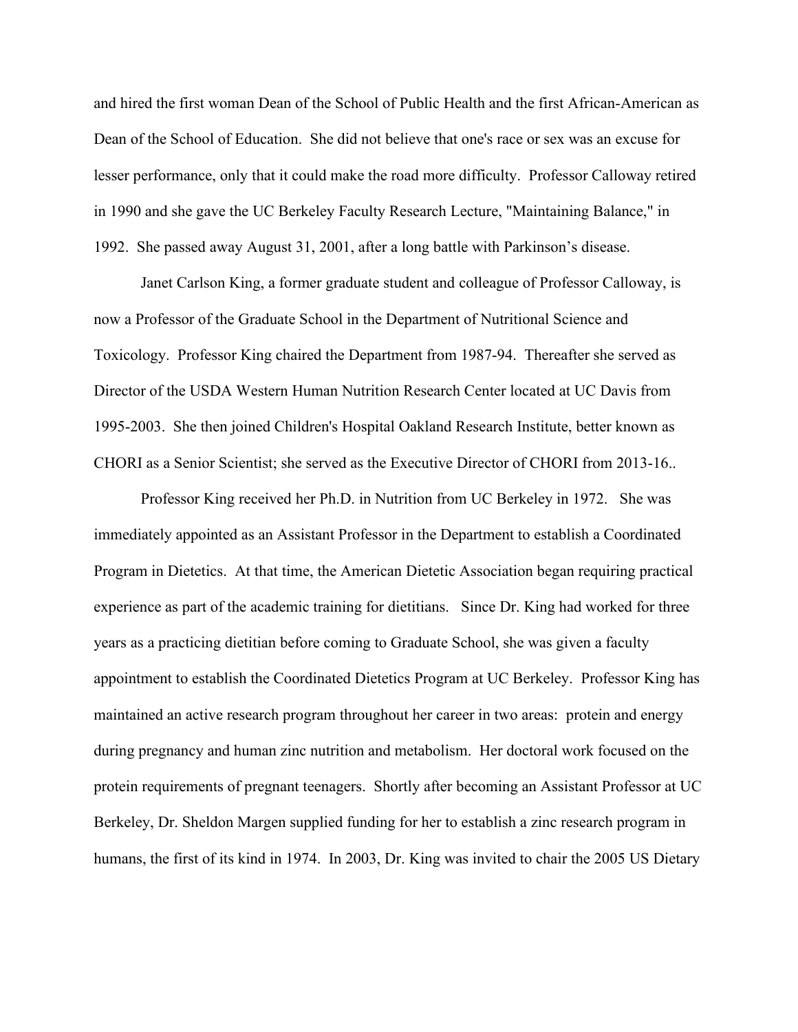and hired the first woman Dean of the School of Public Health and the first African-American as Dean of the School of Education. She did not believe that one's race or sex was an excuse for lesser performance, only that it could make the road more difficulty. Professor Calloway retired in 1990 and she gave the UC Berkeley Faculty Research Lecture, "Maintaining Balance," in 1992. She passed away August 31, 2001, after a long battle with Parkinson's disease.

Janet Carlson King, a former graduate student and colleague of Professor Calloway, is now a Professor of the Graduate School in the Department of Nutritional Science and Toxicology. Professor King chaired the Department from 1987-94. Thereafter she served as Director of the USDA Western Human Nutrition Research Center located at UC Davis from 1995-2003. She then joined Children's Hospital Oakland Research Institute, better known as CHORI as a Senior Scientist; she served as the Executive Director of CHORI from 2013-16..

Professor King received her Ph.D. in Nutrition from UC Berkeley in 1972. She was immediately appointed as an Assistant Professor in the Department to establish a Coordinated Program in Dietetics. At that time, the American Dietetic Association began requiring practical experience as part of the academic training for dietitians. Since Dr. King had worked for three years as a practicing dietitian before coming to Graduate School, she was given a faculty appointment to establish the Coordinated Dietetics Program at UC Berkeley. Professor King has maintained an active research program throughout her career in two areas: protein and energy during pregnancy and human zinc nutrition and metabolism. Her doctoral work focused on the protein requirements of pregnant teenagers. Shortly after becoming an Assistant Professor at UC Berkeley, Dr. Sheldon Margen supplied funding for her to establish a zinc research program in humans, the first of its kind in 1974. In 2003, Dr. King was invited to chair the 2005 US Dietary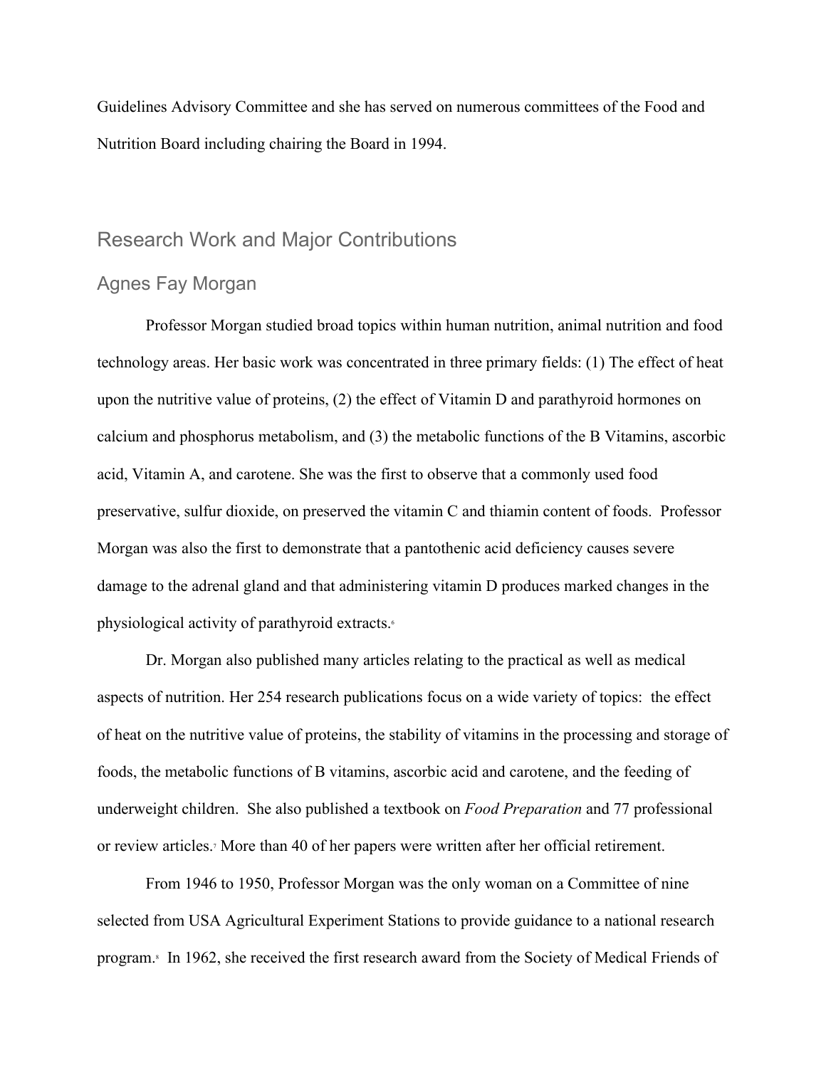Guidelines Advisory Committee and she has served on numerous committees of the Food and Nutrition Board including chairing the Board in 1994.

## Research Work and Major Contributions

### Agnes Fay Morgan

Professor Morgan studied broad topics within human nutrition, animal nutrition and food technology areas. Her basic work was concentrated in three primary fields: (1) The effect of heat upon the nutritive value of proteins, (2) the effect of Vitamin D and parathyroid hormones on calcium and phosphorus metabolism, and (3) the metabolic functions of the B Vitamins, ascorbic acid, Vitamin A, and carotene. She was the first to observe that a commonly used food preservative, sulfur dioxide, on preserved the vitamin C and thiamin content of foods. Professor Morgan was also the first to demonstrate that a pantothenic acid deficiency causes severe damage to the adrenal gland and that administering vitamin D produces marked changes in the physiological activity of parathyroid extracts.[6]

Dr. Morgan also published many articles relating to the practical as well as medical aspects of nutrition. Her 254 research publications focus on a wide variety of topics: the effect of heat on the nutritive value of proteins, the stability of vitamins in the processing and storage of foods, the metabolic functions of B vitamins, ascorbic acid and carotene, and the feeding of underweight children. She also published a textbook on *Food Preparation* and 77 professional or review articles.[7] More than 40 of her papers were written after her official retirement.

From 1946 to 1950, Professor Morgan was the only woman on a Committee of nine selected from USA Agricultural Experiment Stations to provide guidance to a national research program.[8] In 1962, she received the first research award from the Society of Medical Friends of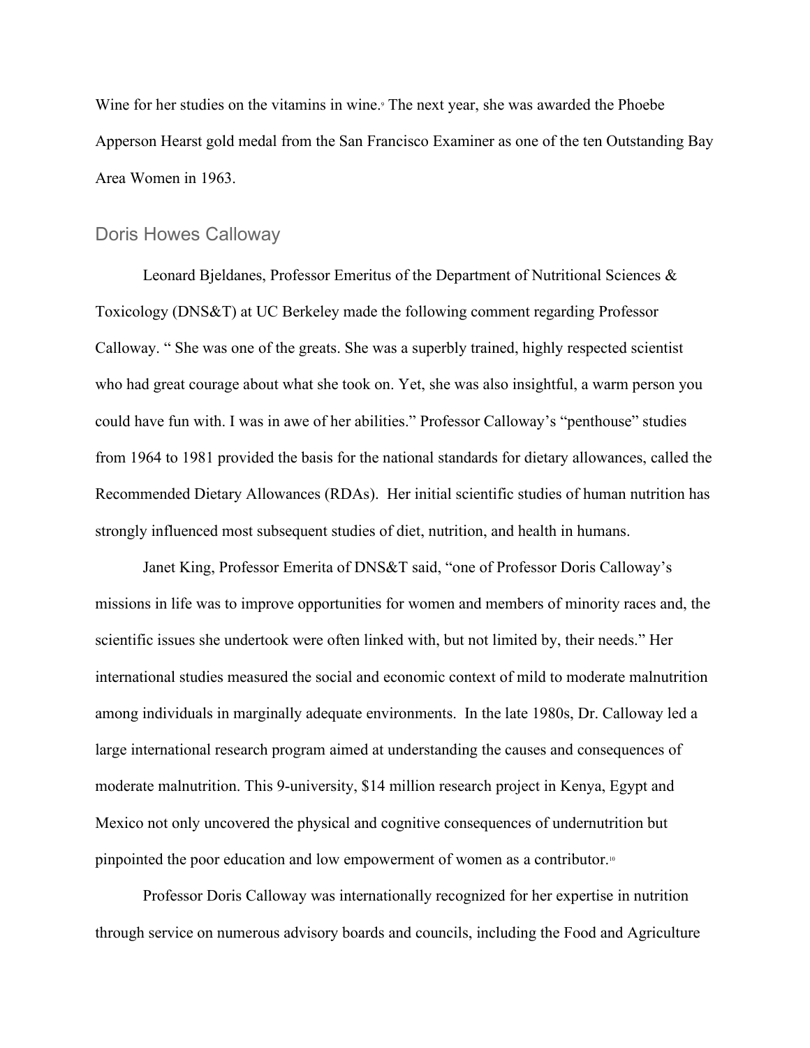Wine for her studies on the vitamins in wine.[9] The next year, she was awarded the Phoebe Apperson Hearst gold medal from the San Francisco Examiner as one of the ten Outstanding Bay Area Women in 1963.

## Doris Howes Calloway

Leonard Bjeldanes, Professor Emeritus of the Department of Nutritional Sciences & Toxicology (DNS&T) at UC Berkeley made the following comment regarding Professor Calloway. " She was one of the greats. She was a superbly trained, highly respected scientist who had great courage about what she took on. Yet, she was also insightful, a warm person you could have fun with. I was in awe of her abilities." Professor Calloway's "penthouse" studies from 1964 to 1981 provided the basis for the national standards for dietary allowances, called the Recommended Dietary Allowances (RDAs). Her initial scientific studies of human nutrition has strongly influenced most subsequent studies of diet, nutrition, and health in humans.

Janet King, Professor Emerita of DNS&T said, "one of Professor Doris Calloway's missions in life was to improve opportunities for women and members of minority races and, the scientific issues she undertook were often linked with, but not limited by, their needs." Her international studies measured the social and economic context of mild to moderate malnutrition among individuals in marginally adequate environments. In the late 1980s, Dr. Calloway led a large international research program aimed at understanding the causes and consequences of moderate malnutrition. This 9-university, $14 million research project in Kenya, Egypt and Mexico not only uncovered the physical and cognitive consequences of undernutrition but pinpointed the poor education and low empowerment of women as a contributor.[10]

Professor Doris Calloway was internationally recognized for her expertise in nutrition through service on numerous advisory boards and councils, including the Food and Agriculture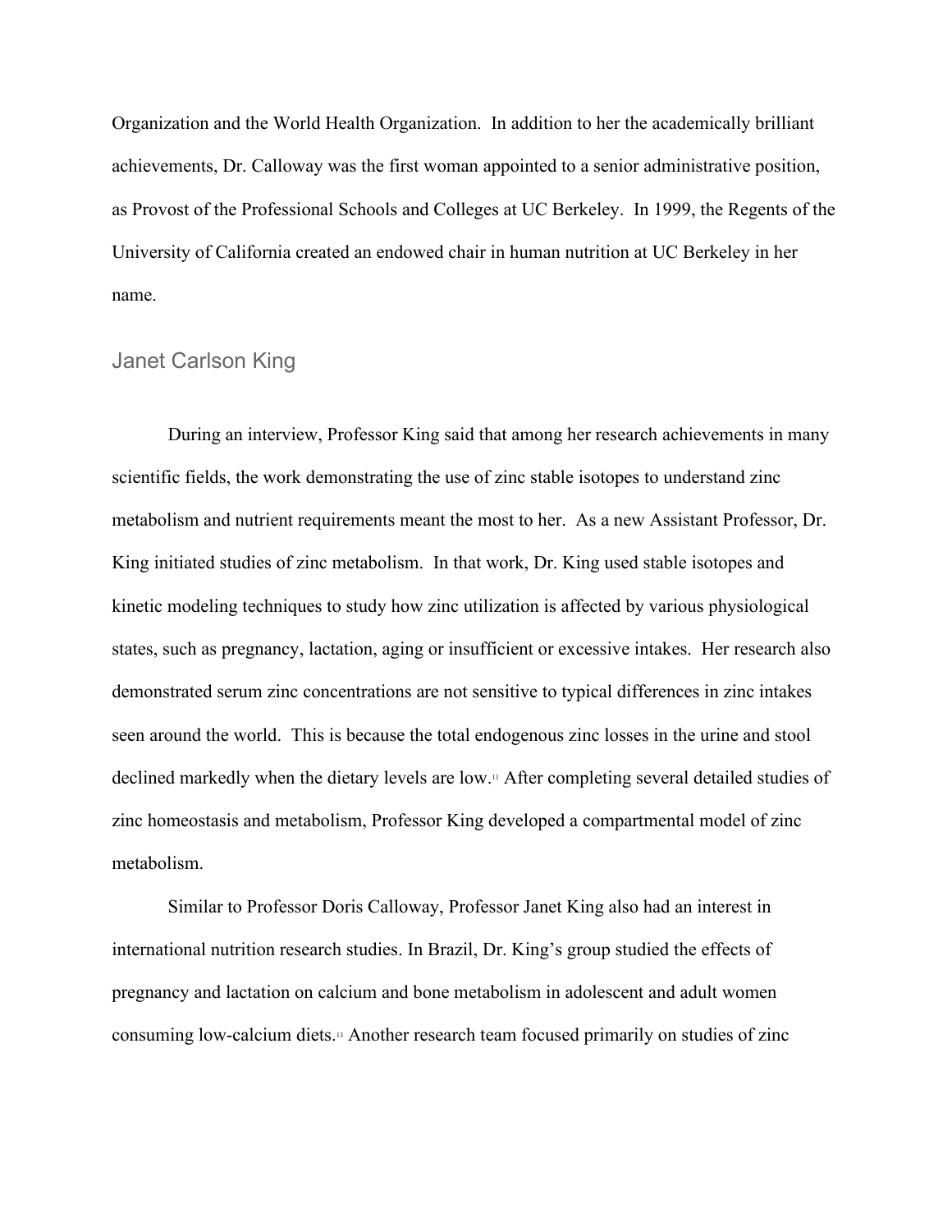Organization and the World Health Organization. In addition to her the academically brilliant achievements, Dr. Calloway was the first woman appointed to a senior administrative position, as Provost of the Professional Schools and Colleges at UC Berkeley. In 1999, the Regents of the University of California created an endowed chair in human nutrition at UC Berkeley in her name.

## Janet Carlson King

During an interview, Professor King said that among her research achievements in many scientific fields, the work demonstrating the use of zinc stable isotopes to understand zinc metabolism and nutrient requirements meant the most to her. As a new Assistant Professor, Dr. King initiated studies of zinc metabolism. In that work, Dr. King used stable isotopes and kinetic modeling techniques to study how zinc utilization is affected by various physiological states, such as pregnancy, lactation, aging or insufficient or excessive intakes. Her research also demonstrated serum zinc concentrations are not sensitive to typical differences in zinc intakes seen around the world. This is because the total endogenous zinc losses in the urine and stool declined markedly when the dietary levels are low.[11] After completing several detailed studies of zinc homeostasis and metabolism, Professor King developed a compartmental model of zinc metabolism.

Similar to Professor Doris Calloway, Professor Janet King also had an interest in international nutrition research studies. In Brazil, Dr. King's group studied the effects of pregnancy and lactation on calcium and bone metabolism in adolescent and adult women consuming low-calcium diets.[13] Another research team focused primarily on studies of zinc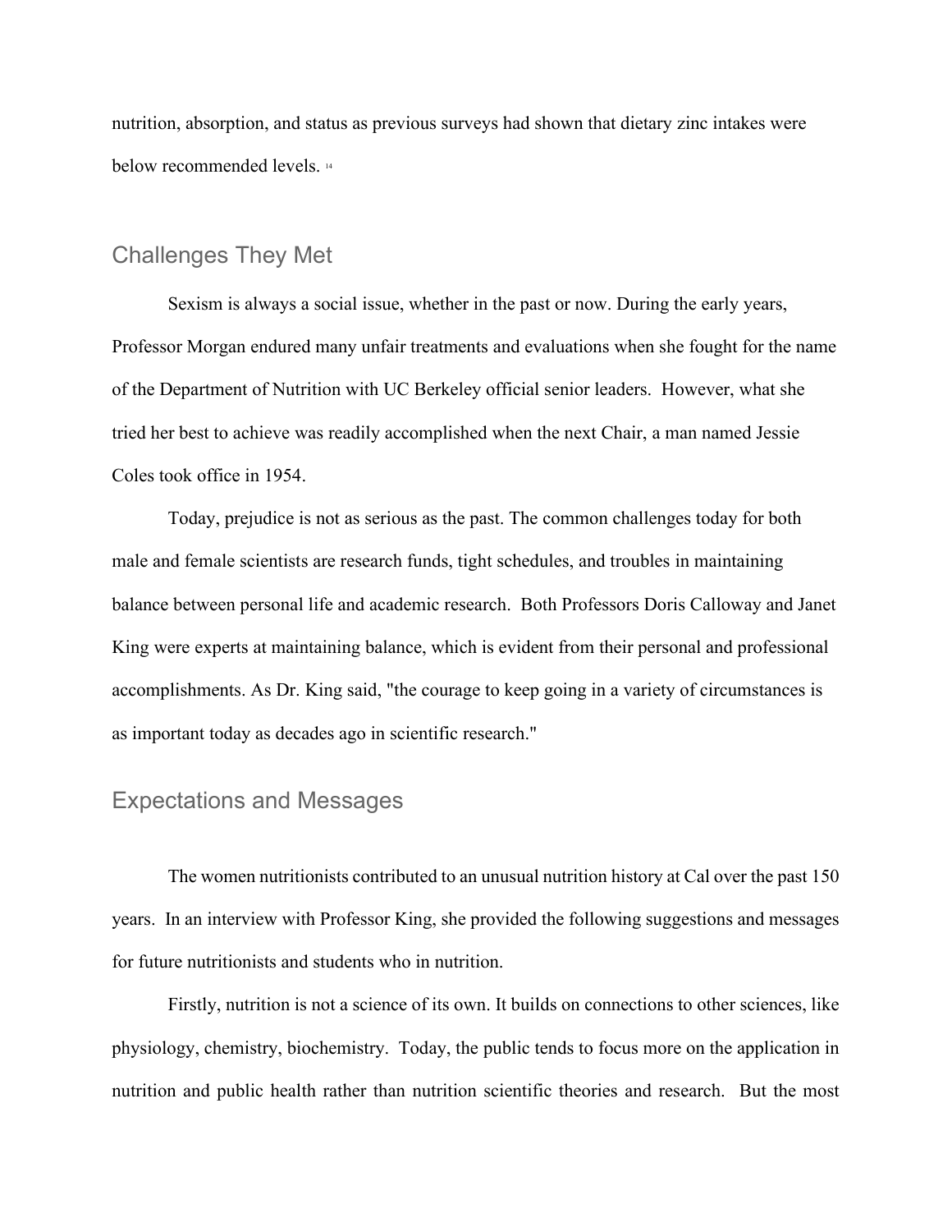nutrition, absorption, and status as previous surveys had shown that dietary zinc intakes were below recommended levels. [14]

## Challenges They Met

Sexism is always a social issue, whether in the past or now. During the early years, Professor Morgan endured many unfair treatments and evaluations when she fought for the name of the Department of Nutrition with UC Berkeley official senior leaders. However, what she tried her best to achieve was readily accomplished when the next Chair, a man named Jessie Coles took office in 1954.

Today, prejudice is not as serious as the past. The common challenges today for both male and female scientists are research funds, tight schedules, and troubles in maintaining balance between personal life and academic research. Both Professors Doris Calloway and Janet King were experts at maintaining balance, which is evident from their personal and professional accomplishments. As Dr. King said, "the courage to keep going in a variety of circumstances is as important today as decades ago in scientific research."

## Expectations and Messages

The women nutritionists contributed to an unusual nutrition history at Cal over the past 150 years. In an interview with Professor King, she provided the following suggestions and messages for future nutritionists and students who in nutrition.

Firstly, nutrition is not a science of its own. It builds on connections to other sciences, like physiology, chemistry, biochemistry. Today, the public tends to focus more on the application in nutrition and public health rather than nutrition scientific theories and research. But the most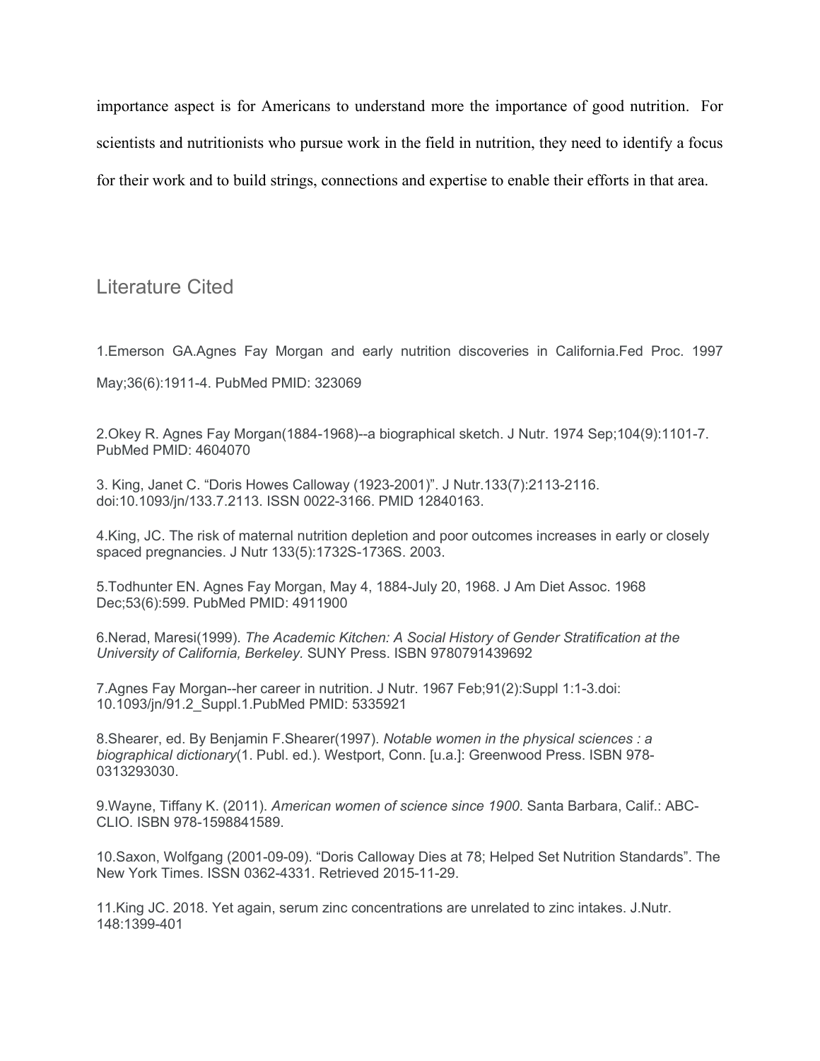importance aspect is for Americans to understand more the importance of good nutrition. For scientists and nutritionists who pursue work in the field in nutrition, they need to identify a focus for their work and to build strings, connections and expertise to enable their efforts in that area.

## Literature Cited

1.Emerson GA.Agnes Fay Morgan and early nutrition discoveries in California.Fed Proc. 1997 May;36(6):1911-4. PubMed PMID: 323069

2.Okey R. Agnes Fay Morgan(1884-1968)--a biographical sketch. J Nutr. 1974 Sep;104(9):1101-7. PubMed PMID: 4604070

3. King, Janet C. “Doris Howes Calloway (1923-2001)”. J Nutr.133(7):2113-2116. doi:10.1093/jn/133.7.2113. ISSN 0022-3166. PMID 12840163.

4.King, JC. The risk of maternal nutrition depletion and poor outcomes increases in early or closely spaced pregnancies. J Nutr 133(5):1732S-1736S. 2003.

5.Todhunter EN. Agnes Fay Morgan, May 4, 1884-July 20, 1968. J Am Diet Assoc. 1968 Dec;53(6):599. PubMed PMID: 4911900

6.Nerad, Maresi(1999). *The Academic Kitchen: A Social History of Gender Stratification at the University of California, Berkeley.* SUNY Press. ISBN 9780791439692

7.Agnes Fay Morgan--her career in nutrition. J Nutr. 1967 Feb;91(2):Suppl 1:1-3.doi: 10.1093/jn/91.2_Suppl.1.PubMed PMID: 5335921

8.Shearer, ed. By Benjamin F.Shearer(1997). *Notable women in the physical sciences : a biographical dictionary*(1. Publ. ed.). Westport, Conn. [u.a.]: Greenwood Press. ISBN 978-0313293030.

9.Wayne, Tiffany K. (2011). *American women of science since 1900*. Santa Barbara, Calif.: ABC-CLIO. ISBN 978-1598841589.

10.Saxon, Wolfgang (2001-09-09). “Doris Calloway Dies at 78; Helped Set Nutrition Standards”. The New York Times. ISSN 0362-4331. Retrieved 2015-11-29.

11.King JC. 2018. Yet again, serum zinc concentrations are unrelated to zinc intakes. J.Nutr. 148:1399-401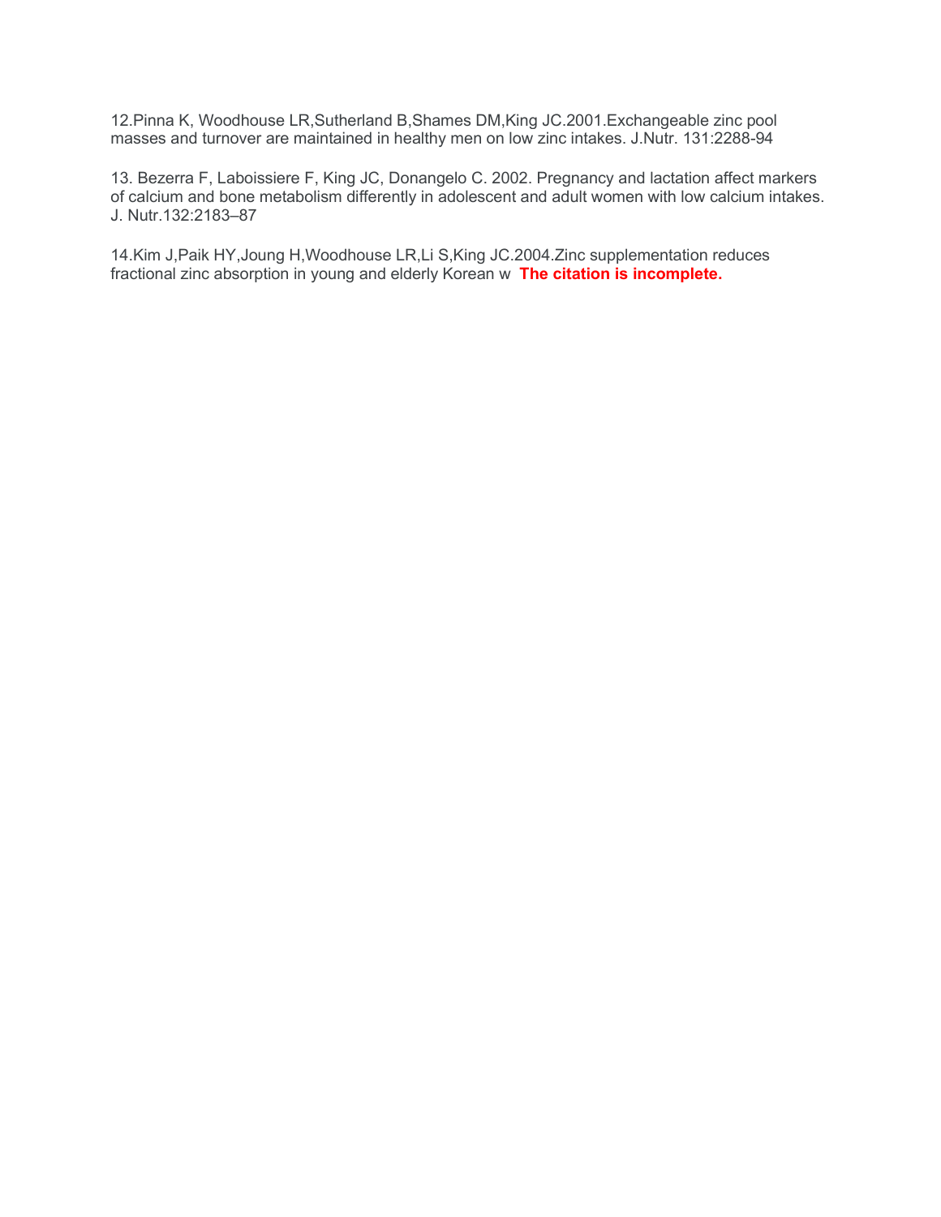12.Pinna K, Woodhouse LR,Sutherland B,Shames DM,King JC.2001.Exchangeable zinc pool masses and turnover are maintained in healthy men on low zinc intakes. J.Nutr. 131:2288-94

13. Bezerra F, Laboissiere F, King JC, Donangelo C. 2002. Pregnancy and lactation affect markers of calcium and bone metabolism differently in adolescent and adult women with low calcium intakes. J. Nutr.132:2183–87

14.Kim J,Paik HY,Joung H,Woodhouse LR,Li S,King JC.2004.Zinc supplementation reduces fractional zinc absorption in young and elderly Korean w **The citation is incomplete.**